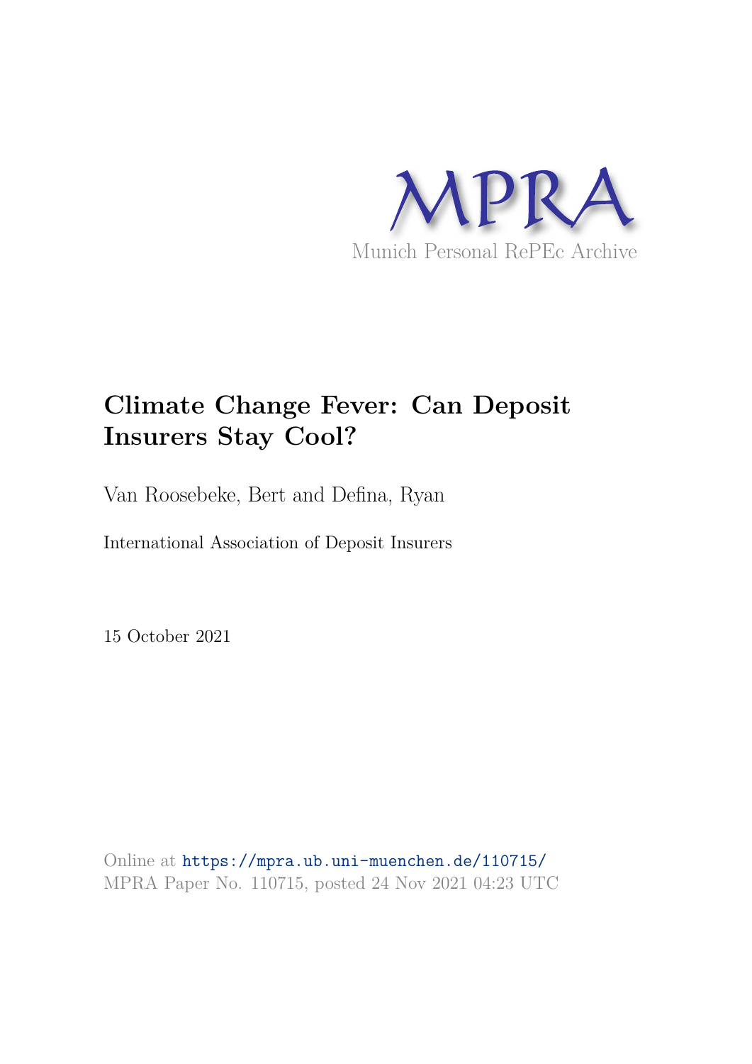MPRA

Munich Personal RePEc Archive

# Climate Change Fever: Can Deposit Insurers Stay Cool?

Van Roosebeke, Bert and Defina, Ryan

International Association of Deposit Insurers

15 October 2021

Online at https://mpra.ub.uni-muenchen.de/110715/
MPRA Paper No. 110715, posted 24 Nov 2021 04:23 UTC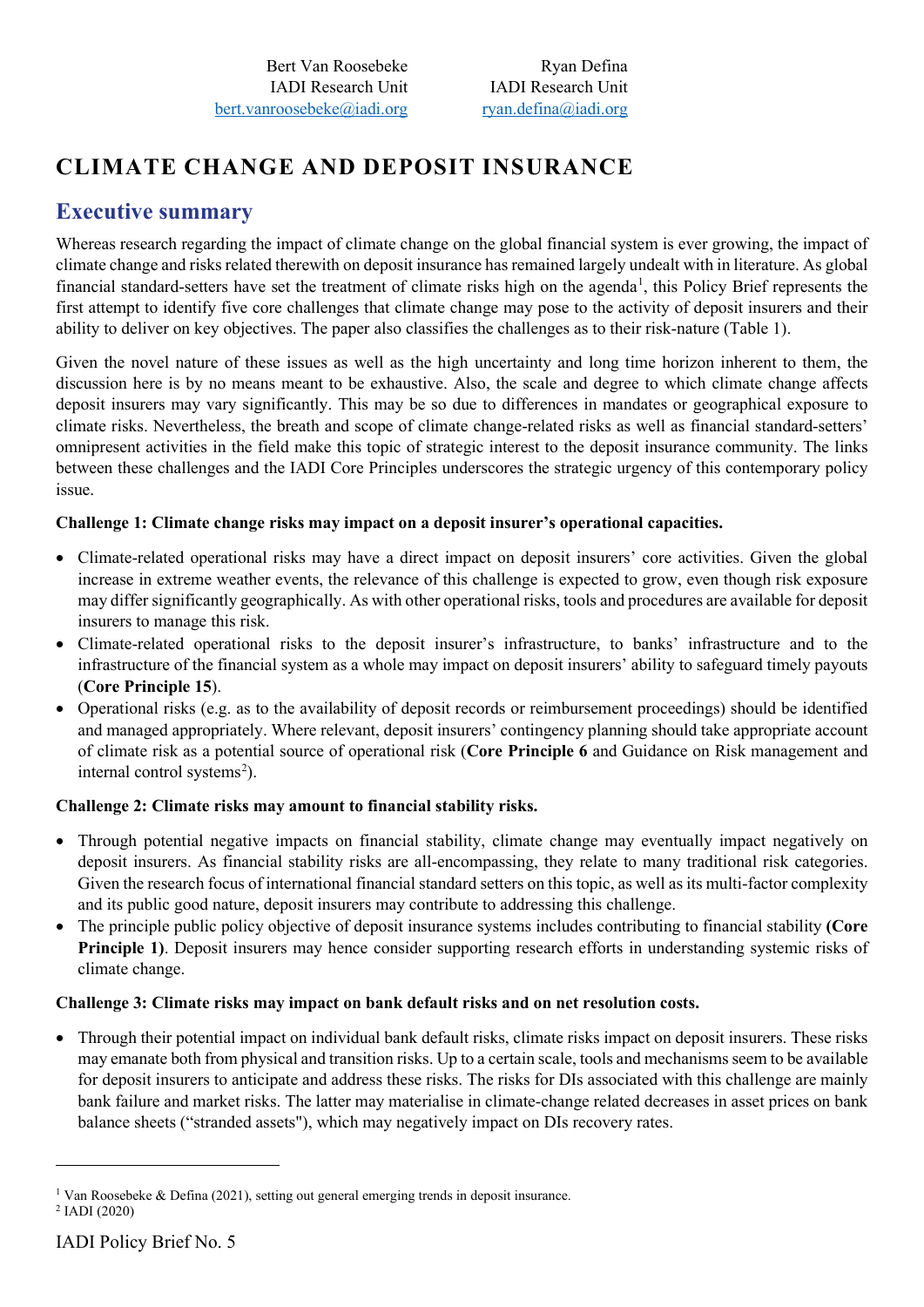Bert Van Roosebeke
IADI Research Unit
bert.vanroosebeke@iadi.org

Ryan Defina
IADI Research Unit
ryan.defina@iadi.org

# CLIMATE CHANGE AND DEPOSIT INSURANCE

## Executive summary

Whereas research regarding the impact of climate change on the global financial system is ever growing, the impact of climate change and risks related therewith on deposit insurance has remained largely undealt with in literature. As global financial standard-setters have set the treatment of climate risks high on the agenda[1], this Policy Brief represents the first attempt to identify five core challenges that climate change may pose to the activity of deposit insurers and their ability to deliver on key objectives. The paper also classifies the challenges as to their risk-nature (Table 1).

Given the novel nature of these issues as well as the high uncertainty and long time horizon inherent to them, the discussion here is by no means meant to be exhaustive. Also, the scale and degree to which climate change affects deposit insurers may vary significantly. This may be so due to differences in mandates or geographical exposure to climate risks. Nevertheless, the breath and scope of climate change-related risks as well as financial standard-setters' omnipresent activities in the field make this topic of strategic interest to the deposit insurance community. The links between these challenges and the IADI Core Principles underscores the strategic urgency of this contemporary policy issue.

**Challenge 1: Climate change risks may impact on a deposit insurer's operational capacities.**

- Climate-related operational risks may have a direct impact on deposit insurers' core activities. Given the global increase in extreme weather events, the relevance of this challenge is expected to grow, even though risk exposure may differ significantly geographically. As with other operational risks, tools and procedures are available for deposit insurers to manage this risk.
- Climate-related operational risks to the deposit insurer's infrastructure, to banks' infrastructure and to the infrastructure of the financial system as a whole may impact on deposit insurers' ability to safeguard timely payouts (**Core Principle 15**).
- Operational risks (e.g. as to the availability of deposit records or reimbursement proceedings) should be identified and managed appropriately. Where relevant, deposit insurers' contingency planning should take appropriate account of climate risk as a potential source of operational risk (**Core Principle 6** and Guidance on Risk management and internal control systems[2]).

**Challenge 2: Climate risks may amount to financial stability risks.**

- Through potential negative impacts on financial stability, climate change may eventually impact negatively on deposit insurers. As financial stability risks are all-encompassing, they relate to many traditional risk categories. Given the research focus of international financial standard setters on this topic, as well as its multi-factor complexity and its public good nature, deposit insurers may contribute to addressing this challenge.
- The principle public policy objective of deposit insurance systems includes contributing to financial stability **(Core Principle 1)**. Deposit insurers may hence consider supporting research efforts in understanding systemic risks of climate change.

**Challenge 3: Climate risks may impact on bank default risks and on net resolution costs.**

- Through their potential impact on individual bank default risks, climate risks impact on deposit insurers. These risks may emanate both from physical and transition risks. Up to a certain scale, tools and mechanisms seem to be available for deposit insurers to anticipate and address these risks. The risks for DIs associated with this challenge are mainly bank failure and market risks. The latter may materialise in climate-change related decreases in asset prices on bank balance sheets ("stranded assets"), which may negatively impact on DIs recovery rates.

---

[1] Van Roosebeke & Defina (2021), setting out general emerging trends in deposit insurance.

[2] IADI (2020)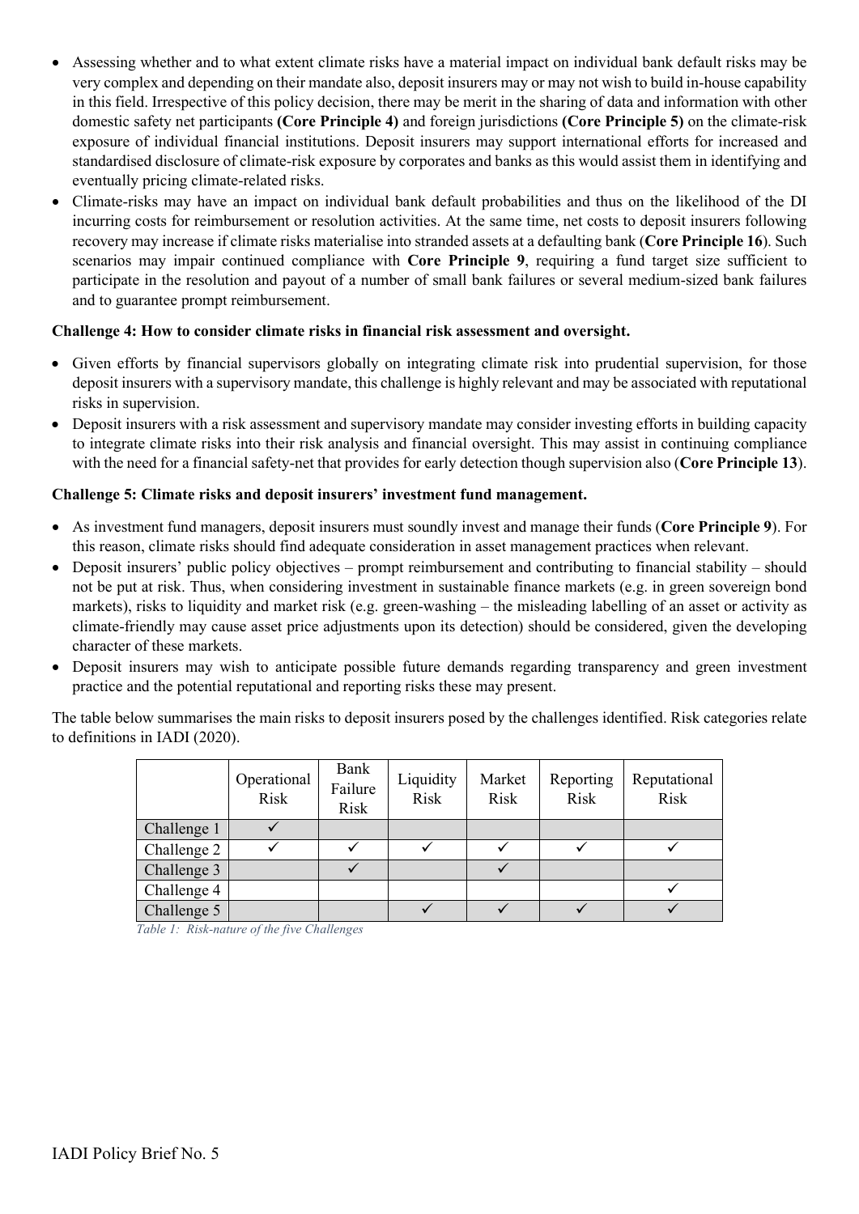- Assessing whether and to what extent climate risks have a material impact on individual bank default risks may be very complex and depending on their mandate also, deposit insurers may or may not wish to build in-house capability in this field. Irrespective of this policy decision, there may be merit in the sharing of data and information with other domestic safety net participants **(Core Principle 4)** and foreign jurisdictions **(Core Principle 5)** on the climate-risk exposure of individual financial institutions. Deposit insurers may support international efforts for increased and standardised disclosure of climate-risk exposure by corporates and banks as this would assist them in identifying and eventually pricing climate-related risks.
- Climate-risks may have an impact on individual bank default probabilities and thus on the likelihood of the DI incurring costs for reimbursement or resolution activities. At the same time, net costs to deposit insurers following recovery may increase if climate risks materialise into stranded assets at a defaulting bank (**Core Principle 16**). Such scenarios may impair continued compliance with **Core Principle 9**, requiring a fund target size sufficient to participate in the resolution and payout of a number of small bank failures or several medium-sized bank failures and to guarantee prompt reimbursement.

**Challenge 4: How to consider climate risks in financial risk assessment and oversight.**

- Given efforts by financial supervisors globally on integrating climate risk into prudential supervision, for those deposit insurers with a supervisory mandate, this challenge is highly relevant and may be associated with reputational risks in supervision.
- Deposit insurers with a risk assessment and supervisory mandate may consider investing efforts in building capacity to integrate climate risks into their risk analysis and financial oversight. This may assist in continuing compliance with the need for a financial safety-net that provides for early detection though supervision also (**Core Principle 13**).

**Challenge 5: Climate risks and deposit insurers' investment fund management.**

- As investment fund managers, deposit insurers must soundly invest and manage their funds (**Core Principle 9**). For this reason, climate risks should find adequate consideration in asset management practices when relevant.
- Deposit insurers' public policy objectives – prompt reimbursement and contributing to financial stability – should not be put at risk. Thus, when considering investment in sustainable finance markets (e.g. in green sovereign bond markets), risks to liquidity and market risk (e.g. green-washing – the misleading labelling of an asset or activity as climate-friendly may cause asset price adjustments upon its detection) should be considered, given the developing character of these markets.
- Deposit insurers may wish to anticipate possible future demands regarding transparency and green investment practice and the potential reputational and reporting risks these may present.

The table below summarises the main risks to deposit insurers posed by the challenges identified. Risk categories relate to definitions in IADI (2020).

| | Operational Risk | Bank Failure Risk | Liquidity Risk | Market Risk | Reporting Risk | Reputational Risk |
|---|---|---|---|---|---|---|
| Challenge 1 | ✓ | | | | | |
| Challenge 2 | ✓ | ✓ | ✓ | ✓ | ✓ | ✓ |
| Challenge 3 | | ✓ | | ✓ | | |
| Challenge 4 | | | | | | ✓ |
| Challenge 5 | | | ✓ | ✓ | ✓ | ✓ |

*Table 1: Risk-nature of the five Challenges*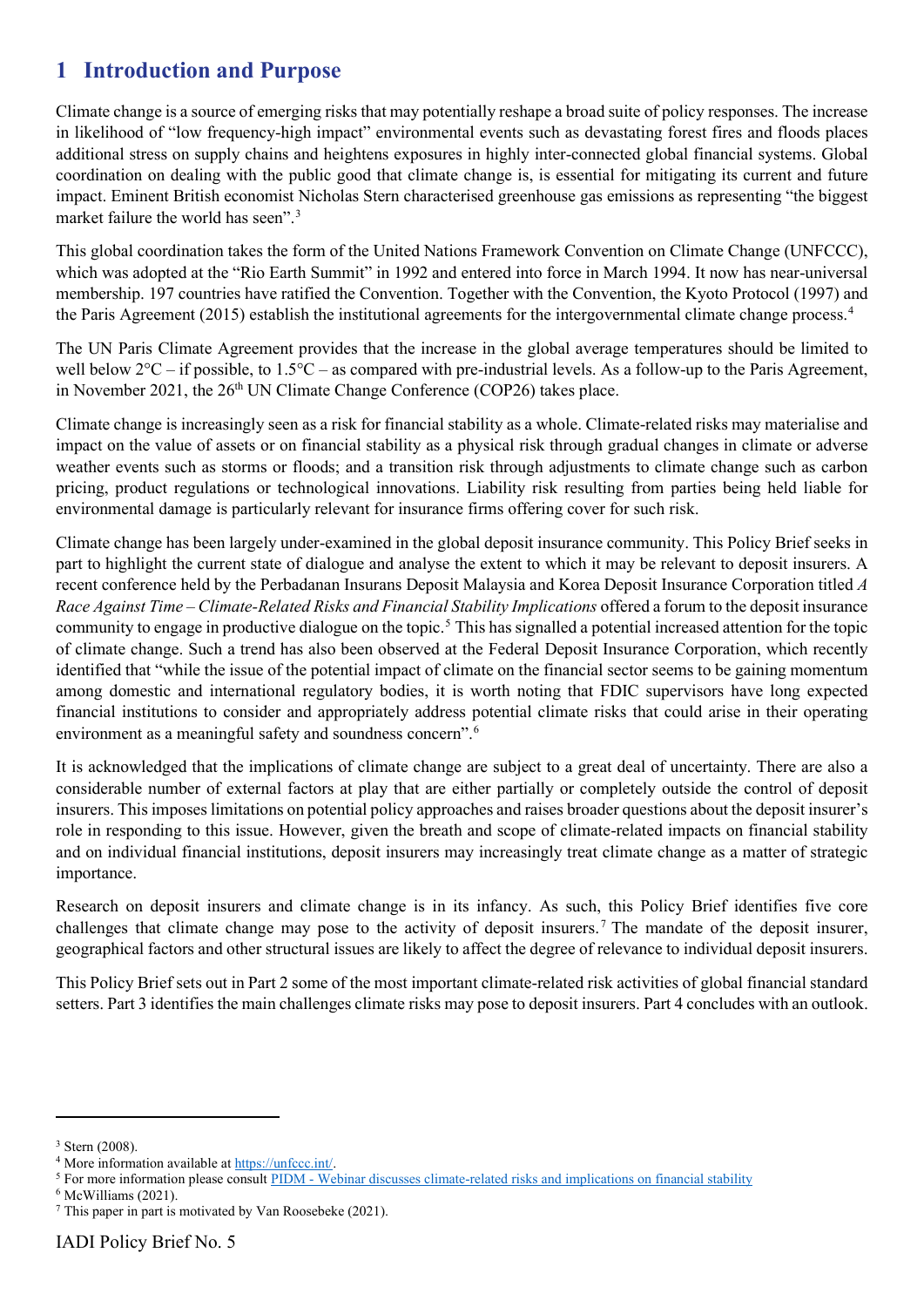# 1 Introduction and Purpose

Climate change is a source of emerging risks that may potentially reshape a broad suite of policy responses. The increase in likelihood of "low frequency-high impact" environmental events such as devastating forest fires and floods places additional stress on supply chains and heightens exposures in highly inter-connected global financial systems. Global coordination on dealing with the public good that climate change is, is essential for mitigating its current and future impact. Eminent British economist Nicholas Stern characterised greenhouse gas emissions as representing "the biggest market failure the world has seen".[3]

This global coordination takes the form of the United Nations Framework Convention on Climate Change (UNFCCC), which was adopted at the "Rio Earth Summit" in 1992 and entered into force in March 1994. It now has near-universal membership. 197 countries have ratified the Convention. Together with the Convention, the Kyoto Protocol (1997) and the Paris Agreement (2015) establish the institutional agreements for the intergovernmental climate change process.[4]

The UN Paris Climate Agreement provides that the increase in the global average temperatures should be limited to well below 2°C – if possible, to 1.5°C – as compared with pre-industrial levels. As a follow-up to the Paris Agreement, in November 2021, the 26th UN Climate Change Conference (COP26) takes place.

Climate change is increasingly seen as a risk for financial stability as a whole. Climate-related risks may materialise and impact on the value of assets or on financial stability as a physical risk through gradual changes in climate or adverse weather events such as storms or floods; and a transition risk through adjustments to climate change such as carbon pricing, product regulations or technological innovations. Liability risk resulting from parties being held liable for environmental damage is particularly relevant for insurance firms offering cover for such risk.

Climate change has been largely under-examined in the global deposit insurance community. This Policy Brief seeks in part to highlight the current state of dialogue and analyse the extent to which it may be relevant to deposit insurers. A recent conference held by the Perbadanan Insurans Deposit Malaysia and Korea Deposit Insurance Corporation titled *A Race Against Time – Climate-Related Risks and Financial Stability Implications* offered a forum to the deposit insurance community to engage in productive dialogue on the topic.[5] This has signalled a potential increased attention for the topic of climate change. Such a trend has also been observed at the Federal Deposit Insurance Corporation, which recently identified that "while the issue of the potential impact of climate on the financial sector seems to be gaining momentum among domestic and international regulatory bodies, it is worth noting that FDIC supervisors have long expected financial institutions to consider and appropriately address potential climate risks that could arise in their operating environment as a meaningful safety and soundness concern".[6]

It is acknowledged that the implications of climate change are subject to a great deal of uncertainty. There are also a considerable number of external factors at play that are either partially or completely outside the control of deposit insurers. This imposes limitations on potential policy approaches and raises broader questions about the deposit insurer's role in responding to this issue. However, given the breath and scope of climate-related impacts on financial stability and on individual financial institutions, deposit insurers may increasingly treat climate change as a matter of strategic importance.

Research on deposit insurers and climate change is in its infancy. As such, this Policy Brief identifies five core challenges that climate change may pose to the activity of deposit insurers.[7] The mandate of the deposit insurer, geographical factors and other structural issues are likely to affect the degree of relevance to individual deposit insurers.

This Policy Brief sets out in Part 2 some of the most important climate-related risk activities of global financial standard setters. Part 3 identifies the main challenges climate risks may pose to deposit insurers. Part 4 concludes with an outlook.

---

[3] Stern (2008).

[4] More information available at https://unfccc.int/.

[5] For more information please consult PIDM - Webinar discusses climate-related risks and implications on financial stability

[6] McWilliams (2021).

[7] This paper in part is motivated by Van Roosebeke (2021).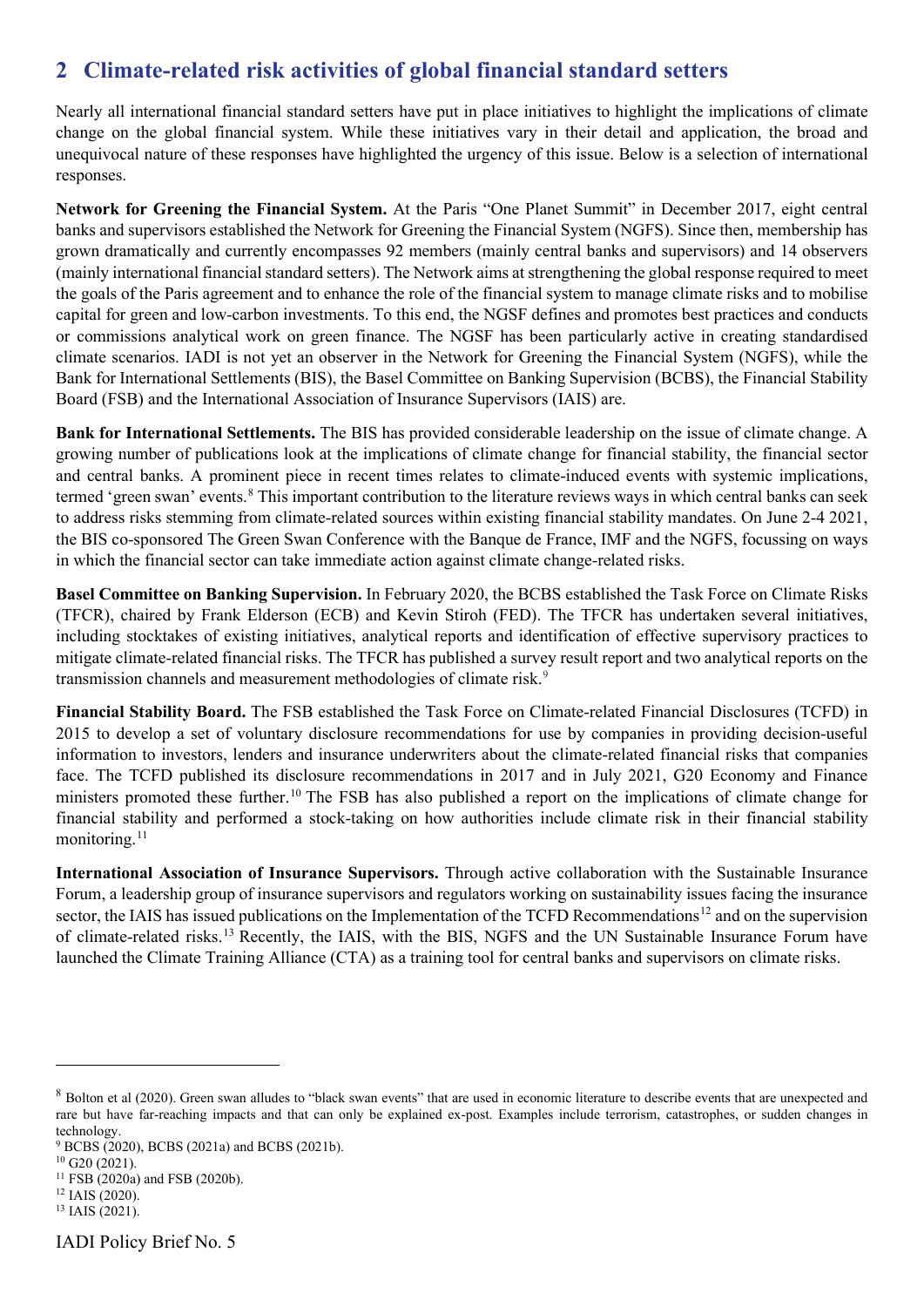## 2 Climate-related risk activities of global financial standard setters

Nearly all international financial standard setters have put in place initiatives to highlight the implications of climate change on the global financial system. While these initiatives vary in their detail and application, the broad and unequivocal nature of these responses have highlighted the urgency of this issue. Below is a selection of international responses.

**Network for Greening the Financial System.** At the Paris "One Planet Summit" in December 2017, eight central banks and supervisors established the Network for Greening the Financial System (NGFS). Since then, membership has grown dramatically and currently encompasses 92 members (mainly central banks and supervisors) and 14 observers (mainly international financial standard setters). The Network aims at strengthening the global response required to meet the goals of the Paris agreement and to enhance the role of the financial system to manage climate risks and to mobilise capital for green and low-carbon investments. To this end, the NGSF defines and promotes best practices and conducts or commissions analytical work on green finance. The NGSF has been particularly active in creating standardised climate scenarios. IADI is not yet an observer in the Network for Greening the Financial System (NGFS), while the Bank for International Settlements (BIS), the Basel Committee on Banking Supervision (BCBS), the Financial Stability Board (FSB) and the International Association of Insurance Supervisors (IAIS) are.

**Bank for International Settlements.** The BIS has provided considerable leadership on the issue of climate change. A growing number of publications look at the implications of climate change for financial stability, the financial sector and central banks. A prominent piece in recent times relates to climate-induced events with systemic implications, termed 'green swan' events.[8] This important contribution to the literature reviews ways in which central banks can seek to address risks stemming from climate-related sources within existing financial stability mandates. On June 2-4 2021, the BIS co-sponsored The Green Swan Conference with the Banque de France, IMF and the NGFS, focussing on ways in which the financial sector can take immediate action against climate change-related risks.

**Basel Committee on Banking Supervision.** In February 2020, the BCBS established the Task Force on Climate Risks (TFCR), chaired by Frank Elderson (ECB) and Kevin Stiroh (FED). The TFCR has undertaken several initiatives, including stocktakes of existing initiatives, analytical reports and identification of effective supervisory practices to mitigate climate-related financial risks. The TFCR has published a survey result report and two analytical reports on the transmission channels and measurement methodologies of climate risk.[9]

**Financial Stability Board.** The FSB established the Task Force on Climate-related Financial Disclosures (TCFD) in 2015 to develop a set of voluntary disclosure recommendations for use by companies in providing decision-useful information to investors, lenders and insurance underwriters about the climate-related financial risks that companies face. The TCFD published its disclosure recommendations in 2017 and in July 2021, G20 Economy and Finance ministers promoted these further.[10] The FSB has also published a report on the implications of climate change for financial stability and performed a stock-taking on how authorities include climate risk in their financial stability monitoring.[11]

**International Association of Insurance Supervisors.** Through active collaboration with the Sustainable Insurance Forum, a leadership group of insurance supervisors and regulators working on sustainability issues facing the insurance sector, the IAIS has issued publications on the Implementation of the TCFD Recommendations[12] and on the supervision of climate-related risks.[13] Recently, the IAIS, with the BIS, NGFS and the UN Sustainable Insurance Forum have launched the Climate Training Alliance (CTA) as a training tool for central banks and supervisors on climate risks.

---

[8] Bolton et al (2020). Green swan alludes to "black swan events" that are used in economic literature to describe events that are unexpected and rare but have far-reaching impacts and that can only be explained ex-post. Examples include terrorism, catastrophes, or sudden changes in technology.

[9] BCBS (2020), BCBS (2021a) and BCBS (2021b).

[10] G20 (2021).

[11] FSB (2020a) and FSB (2020b).

[12] IAIS (2020).

[13] IAIS (2021).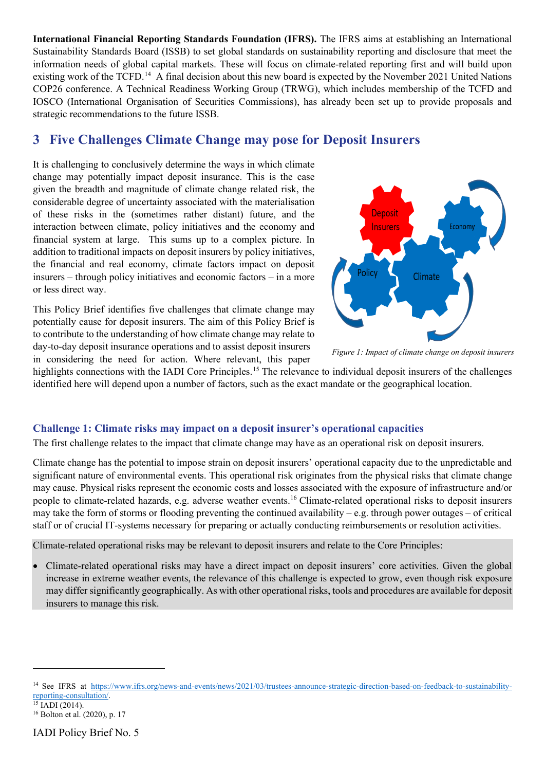**International Financial Reporting Standards Foundation (IFRS).** The IFRS aims at establishing an International Sustainability Standards Board (ISSB) to set global standards on sustainability reporting and disclosure that meet the information needs of global capital markets. These will focus on climate-related reporting first and will build upon existing work of the TCFD.[14] A final decision about this new board is expected by the November 2021 United Nations COP26 conference. A Technical Readiness Working Group (TRWG), which includes membership of the TCFD and IOSCO (International Organisation of Securities Commissions), has already been set up to provide proposals and strategic recommendations to the future ISSB.

## 3 Five Challenges Climate Change may pose for Deposit Insurers

It is challenging to conclusively determine the ways in which climate change may potentially impact deposit insurance. This is the case given the breadth and magnitude of climate change related risk, the considerable degree of uncertainty associated with the materialisation of these risks in the (sometimes rather distant) future, and the interaction between climate, policy initiatives and the economy and financial system at large. This sums up to a complex picture. In addition to traditional impacts on deposit insurers by policy initiatives, the financial and real economy, climate factors impact on deposit insurers – through policy initiatives and economic factors – in a more or less direct way.

*Figure 1: Impact of climate change on deposit insurers*

This Policy Brief identifies five challenges that climate change may potentially cause for deposit insurers. The aim of this Policy Brief is to contribute to the understanding of how climate change may relate to day-to-day deposit insurance operations and to assist deposit insurers in considering the need for action. Where relevant, this paper highlights connections with the IADI Core Principles.[15] The relevance to individual deposit insurers of the challenges identified here will depend upon a number of factors, such as the exact mandate or the geographical location.

### Challenge 1: Climate risks may impact on a deposit insurer's operational capacities

The first challenge relates to the impact that climate change may have as an operational risk on deposit insurers.

Climate change has the potential to impose strain on deposit insurers' operational capacity due to the unpredictable and significant nature of environmental events. This operational risk originates from the physical risks that climate change may cause. Physical risks represent the economic costs and losses associated with the exposure of infrastructure and/or people to climate-related hazards, e.g. adverse weather events.[16] Climate-related operational risks to deposit insurers may take the form of storms or flooding preventing the continued availability – e.g. through power outages – of critical staff or of crucial IT-systems necessary for preparing or actually conducting reimbursements or resolution activities.

Climate-related operational risks may be relevant to deposit insurers and relate to the Core Principles:

- Climate-related operational risks may have a direct impact on deposit insurers' core activities. Given the global increase in extreme weather events, the relevance of this challenge is expected to grow, even though risk exposure may differ significantly geographically. As with other operational risks, tools and procedures are available for deposit insurers to manage this risk.

---

[14] See IFRS at https://www.ifrs.org/news-and-events/news/2021/03/trustees-announce-strategic-direction-based-on-feedback-to-sustainability-reporting-consultation/.

[15] IADI (2014).

[16] Bolton et al. (2020), p. 17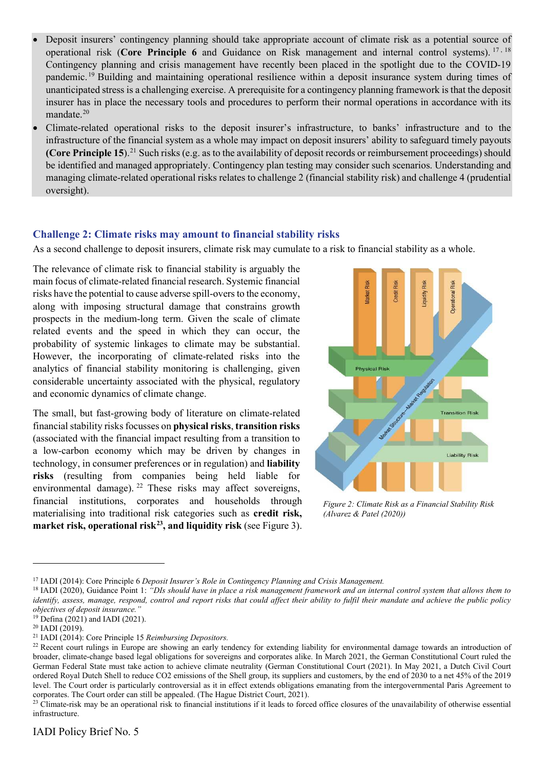- Deposit insurers' contingency planning should take appropriate account of climate risk as a potential source of operational risk (**Core Principle 6** and Guidance on Risk management and internal control systems).[17, 18] Contingency planning and crisis management have recently been placed in the spotlight due to the COVID-19 pandemic.[19] Building and maintaining operational resilience within a deposit insurance system during times of unanticipated stress is a challenging exercise. A prerequisite for a contingency planning framework is that the deposit insurer has in place the necessary tools and procedures to perform their normal operations in accordance with its mandate.[20]
- Climate-related operational risks to the deposit insurer's infrastructure, to banks' infrastructure and to the infrastructure of the financial system as a whole may impact on deposit insurers' ability to safeguard timely payouts **(Core Principle 15)**.[21] Such risks (e.g. as to the availability of deposit records or reimbursement proceedings) should be identified and managed appropriately. Contingency plan testing may consider such scenarios. Understanding and managing climate-related operational risks relates to challenge 2 (financial stability risk) and challenge 4 (prudential oversight).

## Challenge 2: Climate risks may amount to financial stability risks

As a second challenge to deposit insurers, climate risk may cumulate to a risk to financial stability as a whole.

The relevance of climate risk to financial stability is arguably the main focus of climate-related financial research. Systemic financial risks have the potential to cause adverse spill-overs to the economy, along with imposing structural damage that constrains growth prospects in the medium-long term. Given the scale of climate related events and the speed in which they can occur, the probability of systemic linkages to climate may be substantial. However, the incorporating of climate-related risks into the analytics of financial stability monitoring is challenging, given considerable uncertainty associated with the physical, regulatory and economic dynamics of climate change.

The small, but fast-growing body of literature on climate-related financial stability risks focusses on **physical risks**, **transition risks** (associated with the financial impact resulting from a transition to a low-carbon economy which may be driven by changes in technology, in consumer preferences or in regulation) and **liability risks** (resulting from companies being held liable for environmental damage).[22] These risks may affect sovereigns, financial institutions, corporates and households through materialising into traditional risk categories such as **credit risk, market risk, operational risk[23], and liquidity risk** (see Figure 3).

*Figure 2: Climate Risk as a Financial Stability Risk (Alvarez & Patel (2020))*

---

[17] IADI (2014): Core Principle 6 *Deposit Insurer's Role in Contingency Planning and Crisis Management.*

[18] IADI (2020), Guidance Point 1: *"DIs should have in place a risk management framework and an internal control system that allows them to identify, assess, manage, respond, control and report risks that could affect their ability to fulfil their mandate and achieve the public policy objectives of deposit insurance."*

[19] Defina (2021) and IADI (2021).

[20] IADI (2019).

[21] IADI (2014): Core Principle 15 *Reimbursing Depositors.*

[22] Recent court rulings in Europe are showing an early tendency for extending liability for environmental damage towards an introduction of broader, climate-change based legal obligations for sovereigns and corporates alike. In March 2021, the German Constitutional Court ruled the German Federal State must take action to achieve climate neutrality (German Constitutional Court (2021). In May 2021, a Dutch Civil Court ordered Royal Dutch Shell to reduce CO2 emissions of the Shell group, its suppliers and customers, by the end of 2030 to a net 45% of the 2019 level. The Court order is particularly controversial as it in effect extends obligations emanating from the intergovernmental Paris Agreement to corporates. The Court order can still be appealed. (The Hague District Court, 2021).

[23] Climate-risk may be an operational risk to financial institutions if it leads to forced office closures of the unavailability of otherwise essential infrastructure.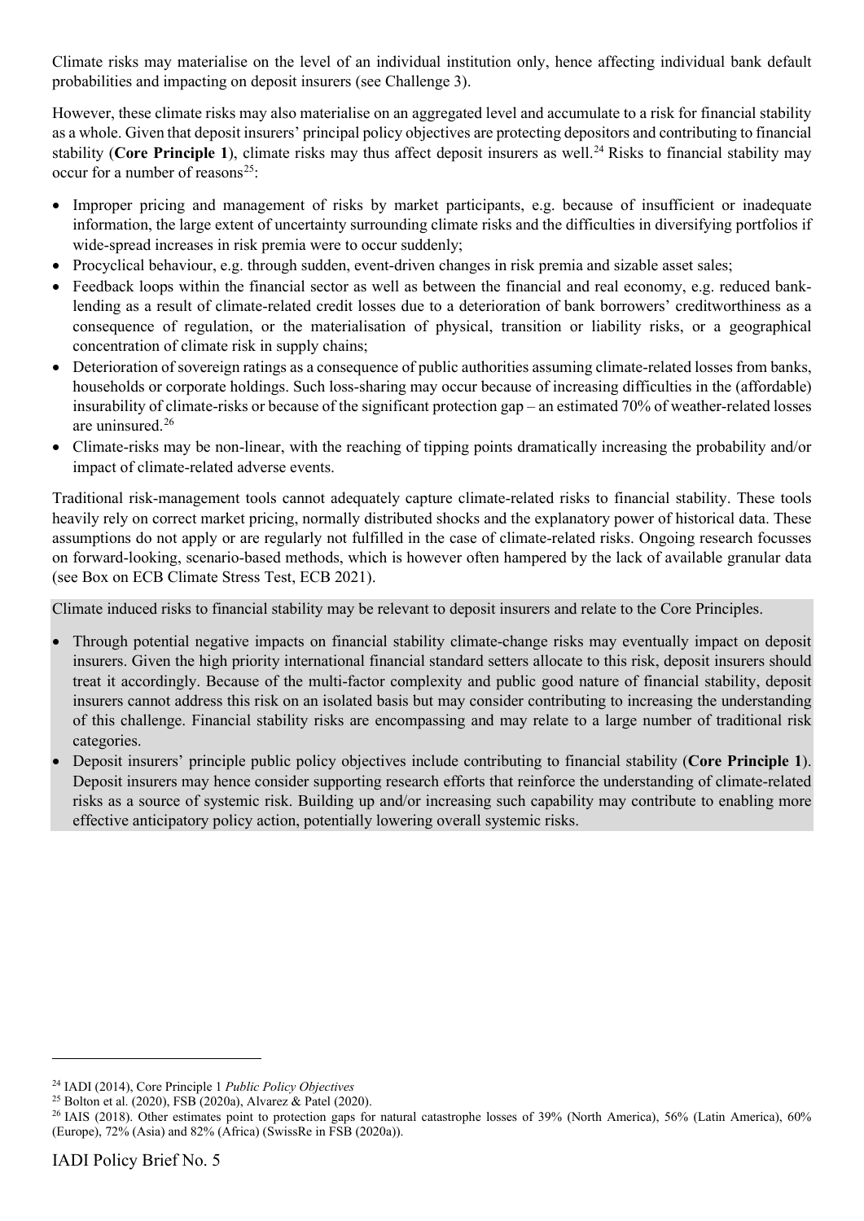Climate risks may materialise on the level of an individual institution only, hence affecting individual bank default probabilities and impacting on deposit insurers (see Challenge 3).

However, these climate risks may also materialise on an aggregated level and accumulate to a risk for financial stability as a whole. Given that deposit insurers' principal policy objectives are protecting depositors and contributing to financial stability (**Core Principle 1**), climate risks may thus affect deposit insurers as well.[24] Risks to financial stability may occur for a number of reasons[25]:

- Improper pricing and management of risks by market participants, e.g. because of insufficient or inadequate information, the large extent of uncertainty surrounding climate risks and the difficulties in diversifying portfolios if wide-spread increases in risk premia were to occur suddenly;
- Procyclical behaviour, e.g. through sudden, event-driven changes in risk premia and sizable asset sales;
- Feedback loops within the financial sector as well as between the financial and real economy, e.g. reduced bank-lending as a result of climate-related credit losses due to a deterioration of bank borrowers' creditworthiness as a consequence of regulation, or the materialisation of physical, transition or liability risks, or a geographical concentration of climate risk in supply chains;
- Deterioration of sovereign ratings as a consequence of public authorities assuming climate-related losses from banks, households or corporate holdings. Such loss-sharing may occur because of increasing difficulties in the (affordable) insurability of climate-risks or because of the significant protection gap – an estimated 70% of weather-related losses are uninsured.[26]
- Climate-risks may be non-linear, with the reaching of tipping points dramatically increasing the probability and/or impact of climate-related adverse events.

Traditional risk-management tools cannot adequately capture climate-related risks to financial stability. These tools heavily rely on correct market pricing, normally distributed shocks and the explanatory power of historical data. These assumptions do not apply or are regularly not fulfilled in the case of climate-related risks. Ongoing research focusses on forward-looking, scenario-based methods, which is however often hampered by the lack of available granular data (see Box on ECB Climate Stress Test, ECB 2021).

Climate induced risks to financial stability may be relevant to deposit insurers and relate to the Core Principles.

- Through potential negative impacts on financial stability climate-change risks may eventually impact on deposit insurers. Given the high priority international financial standard setters allocate to this risk, deposit insurers should treat it accordingly. Because of the multi-factor complexity and public good nature of financial stability, deposit insurers cannot address this risk on an isolated basis but may consider contributing to increasing the understanding of this challenge. Financial stability risks are encompassing and may relate to a large number of traditional risk categories.
- Deposit insurers' principle public policy objectives include contributing to financial stability (**Core Principle 1**). Deposit insurers may hence consider supporting research efforts that reinforce the understanding of climate-related risks as a source of systemic risk. Building up and/or increasing such capability may contribute to enabling more effective anticipatory policy action, potentially lowering overall systemic risks.

---

[24] IADI (2014), Core Principle 1 *Public Policy Objectives*

[25] Bolton et al. (2020), FSB (2020a), Alvarez & Patel (2020).

[26] IAIS (2018). Other estimates point to protection gaps for natural catastrophe losses of 39% (North America), 56% (Latin America), 60% (Europe), 72% (Asia) and 82% (Africa) (SwissRe in FSB (2020a)).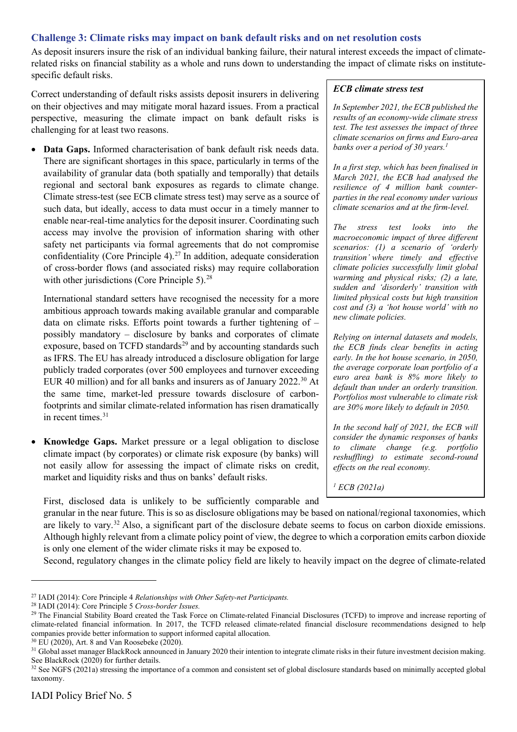### Challenge 3: Climate risks may impact on bank default risks and on net resolution costs

As deposit insurers insure the risk of an individual banking failure, their natural interest exceeds the impact of climate-related risks on financial stability as a whole and runs down to understanding the impact of climate risks on institute-specific default risks.

Correct understanding of default risks assists deposit insurers in delivering on their objectives and may mitigate moral hazard issues. From a practical perspective, measuring the climate impact on bank default risks is challenging for at least two reasons.

- **Data Gaps.** Informed characterisation of bank default risk needs data. There are significant shortages in this space, particularly in terms of the availability of granular data (both spatially and temporally) that details regional and sectoral bank exposures as regards to climate change. Climate stress-test (see ECB climate stress test) may serve as a source of such data, but ideally, access to data must occur in a timely manner to enable near-real-time analytics for the deposit insurer. Coordinating such access may involve the provision of information sharing with other safety net participants via formal agreements that do not compromise confidentiality (Core Principle 4).[27] In addition, adequate consideration of cross-border flows (and associated risks) may require collaboration with other jurisdictions (Core Principle 5).[28]

  International standard setters have recognised the necessity for a more ambitious approach towards making available granular and comparable data on climate risks. Efforts point towards a further tightening of – possibly mandatory – disclosure by banks and corporates of climate exposure, based on TCFD standards[29] and by accounting standards such as IFRS. The EU has already introduced a disclosure obligation for large publicly traded corporates (over 500 employees and turnover exceeding EUR 40 million) and for all banks and insurers as of January 2022.[30] At the same time, market-led pressure towards disclosure of carbon-footprints and similar climate-related information has risen dramatically in recent times.[31]

- **Knowledge Gaps.** Market pressure or a legal obligation to disclose climate impact (by corporates) or climate risk exposure (by banks) will not easily allow for assessing the impact of climate risks on credit, market and liquidity risks and thus on banks' default risks.

  First, disclosed data is unlikely to be sufficiently comparable and granular in the near future. This is so as disclosure obligations may be based on national/regional taxonomies, which are likely to vary.[32] Also, a significant part of the disclosure debate seems to focus on carbon dioxide emissions. Although highly relevant from a climate policy point of view, the degree to which a corporation emits carbon dioxide is only one element of the wider climate risks it may be exposed to.

  Second, regulatory changes in the climate policy field are likely to heavily impact on the degree of climate-related

> ***ECB climate stress test***
>
> *In September 2021, the ECB published the results of an economy-wide climate stress test. The test assesses the impact of three climate scenarios on firms and Euro-area banks over a period of 30 years.[1]*
>
> *In a first step, which has been finalised in March 2021, the ECB had analysed the resilience of 4 million bank counter-parties in the real economy under various climate scenarios and at the firm-level.*
>
> *The stress test looks into the macroeconomic impact of three different scenarios: (1) a scenario of 'orderly transition' where timely and effective climate policies successfully limit global warming and physical risks; (2) a late, sudden and 'disorderly' transition with limited physical costs but high transition cost and (3) a 'hot house world' with no new climate policies.*
>
> *Relying on internal datasets and models, the ECB finds clear benefits in acting early. In the hot house scenario, in 2050, the average corporate loan portfolio of a euro area bank is 8% more likely to default than under an orderly transition. Portfolios most vulnerable to climate risk are 30% more likely to default in 2050.*
>
> *In the second half of 2021, the ECB will consider the dynamic responses of banks to climate change (e.g. portfolio reshuffling) to estimate second-round effects on the real economy.*
>
> *[1] ECB (2021a)*

---

[27] IADI (2014): Core Principle 4 *Relationships with Other Safety-net Participants.*

[28] IADI (2014): Core Principle 5 *Cross-border Issues.*

[29] The Financial Stability Board created the Task Force on Climate-related Financial Disclosures (TCFD) to improve and increase reporting of climate-related financial information. In 2017, the TCFD released climate-related financial disclosure recommendations designed to help companies provide better information to support informed capital allocation.

[30] EU (2020), Art. 8 and Van Roosebeke (2020).

[31] Global asset manager BlackRock announced in January 2020 their intention to integrate climate risks in their future investment decision making. See BlackRock (2020) for further details.

[32] See NGFS (2021a) stressing the importance of a common and consistent set of global disclosure standards based on minimally accepted global taxonomy.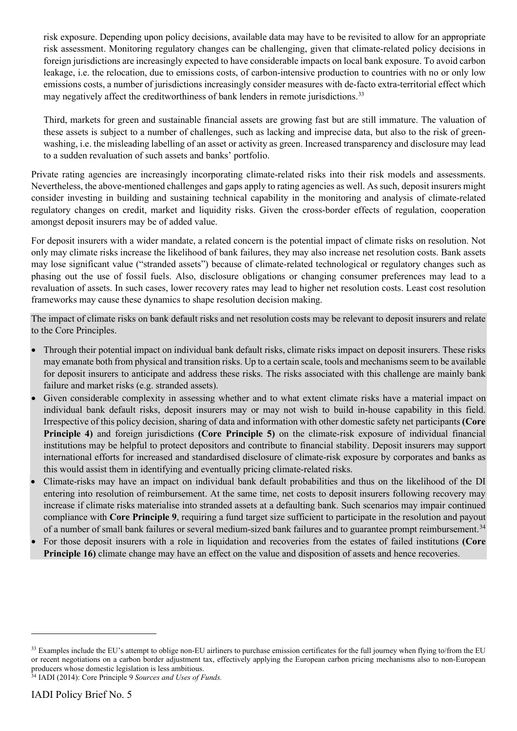risk exposure. Depending upon policy decisions, available data may have to be revisited to allow for an appropriate risk assessment. Monitoring regulatory changes can be challenging, given that climate-related policy decisions in foreign jurisdictions are increasingly expected to have considerable impacts on local bank exposure. To avoid carbon leakage, i.e. the relocation, due to emissions costs, of carbon-intensive production to countries with no or only low emissions costs, a number of jurisdictions increasingly consider measures with de-facto extra-territorial effect which may negatively affect the creditworthiness of bank lenders in remote jurisdictions.[33]

Third, markets for green and sustainable financial assets are growing fast but are still immature. The valuation of these assets is subject to a number of challenges, such as lacking and imprecise data, but also to the risk of green-washing, i.e. the misleading labelling of an asset or activity as green. Increased transparency and disclosure may lead to a sudden revaluation of such assets and banks' portfolio.

Private rating agencies are increasingly incorporating climate-related risks into their risk models and assessments. Nevertheless, the above-mentioned challenges and gaps apply to rating agencies as well. As such, deposit insurers might consider investing in building and sustaining technical capability in the monitoring and analysis of climate-related regulatory changes on credit, market and liquidity risks. Given the cross-border effects of regulation, cooperation amongst deposit insurers may be of added value.

For deposit insurers with a wider mandate, a related concern is the potential impact of climate risks on resolution. Not only may climate risks increase the likelihood of bank failures, they may also increase net resolution costs. Bank assets may lose significant value ("stranded assets") because of climate-related technological or regulatory changes such as phasing out the use of fossil fuels. Also, disclosure obligations or changing consumer preferences may lead to a revaluation of assets. In such cases, lower recovery rates may lead to higher net resolution costs. Least cost resolution frameworks may cause these dynamics to shape resolution decision making.

The impact of climate risks on bank default risks and net resolution costs may be relevant to deposit insurers and relate to the Core Principles.

- Through their potential impact on individual bank default risks, climate risks impact on deposit insurers. These risks may emanate both from physical and transition risks. Up to a certain scale, tools and mechanisms seem to be available for deposit insurers to anticipate and address these risks. The risks associated with this challenge are mainly bank failure and market risks (e.g. stranded assets).
- Given considerable complexity in assessing whether and to what extent climate risks have a material impact on individual bank default risks, deposit insurers may or may not wish to build in-house capability in this field. Irrespective of this policy decision, sharing of data and information with other domestic safety net participants **(Core Principle 4)** and foreign jurisdictions **(Core Principle 5)** on the climate-risk exposure of individual financial institutions may be helpful to protect depositors and contribute to financial stability. Deposit insurers may support international efforts for increased and standardised disclosure of climate-risk exposure by corporates and banks as this would assist them in identifying and eventually pricing climate-related risks.
- Climate-risks may have an impact on individual bank default probabilities and thus on the likelihood of the DI entering into resolution of reimbursement. At the same time, net costs to deposit insurers following recovery may increase if climate risks materialise into stranded assets at a defaulting bank. Such scenarios may impair continued compliance with **Core Principle 9**, requiring a fund target size sufficient to participate in the resolution and payout of a number of small bank failures or several medium-sized bank failures and to guarantee prompt reimbursement.[34]
- For those deposit insurers with a role in liquidation and recoveries from the estates of failed institutions **(Core Principle 16)** climate change may have an effect on the value and disposition of assets and hence recoveries.

---

[33] Examples include the EU's attempt to oblige non-EU airliners to purchase emission certificates for the full journey when flying to/from the EU or recent negotiations on a carbon border adjustment tax, effectively applying the European carbon pricing mechanisms also to non-European producers whose domestic legislation is less ambitious.

[34] IADI (2014): Core Principle 9 *Sources and Uses of Funds.*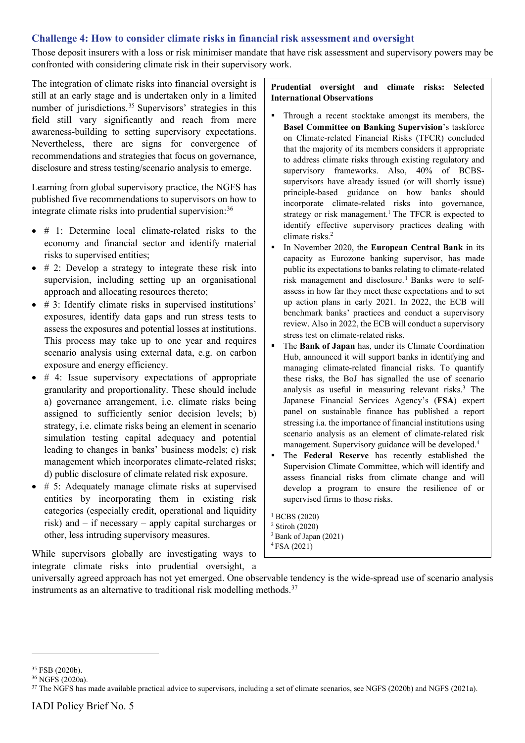### Challenge 4: How to consider climate risks in financial risk assessment and oversight

Those deposit insurers with a loss or risk minimiser mandate that have risk assessment and supervisory powers may be confronted with considering climate risk in their supervisory work.

The integration of climate risks into financial oversight is still at an early stage and is undertaken only in a limited number of jurisdictions.[35] Supervisors' strategies in this field still vary significantly and reach from mere awareness-building to setting supervisory expectations. Nevertheless, there are signs for convergence of recommendations and strategies that focus on governance, disclosure and stress testing/scenario analysis to emerge.

Learning from global supervisory practice, the NGFS has published five recommendations to supervisors on how to integrate climate risks into prudential supervision:[36]

- # 1: Determine local climate-related risks to the economy and financial sector and identify material risks to supervised entities;
- # 2: Develop a strategy to integrate these risk into supervision, including setting up an organisational approach and allocating resources thereto;
- # 3: Identify climate risks in supervised institutions' exposures, identify data gaps and run stress tests to assess the exposures and potential losses at institutions. This process may take up to one year and requires scenario analysis using external data, e.g. on carbon exposure and energy efficiency.
- # 4: Issue supervisory expectations of appropriate granularity and proportionality. These should include a) governance arrangement, i.e. climate risks being assigned to sufficiently senior decision levels; b) strategy, i.e. climate risks being an element in scenario simulation testing capital adequacy and potential leading to changes in banks' business models; c) risk management which incorporates climate-related risks; d) public disclosure of climate related risk exposure.
- # 5: Adequately manage climate risks at supervised entities by incorporating them in existing risk categories (especially credit, operational and liquidity risk) and – if necessary – apply capital surcharges or other, less intruding supervisory measures.

While supervisors globally are investigating ways to integrate climate risks into prudential oversight, a universally agreed approach has not yet emerged. One observable tendency is the wide-spread use of scenario analysis instruments as an alternative to traditional risk modelling methods.[37]

> **Prudential oversight and climate risks: Selected International Observations**
>
> - Through a recent stocktake amongst its members, the **Basel Committee on Banking Supervision**'s taskforce on Climate-related Financial Risks (TFCR) concluded that the majority of its members considers it appropriate to address climate risks through existing regulatory and supervisory frameworks. Also, 40% of BCBS-supervisors have already issued (or will shortly issue) principle-based guidance on how banks should incorporate climate-related risks into governance, strategy or risk management.[1] The TFCR is expected to identify effective supervisory practices dealing with climate risks.[2]
> - In November 2020, the **European Central Bank** in its capacity as Eurozone banking supervisor, has made public its expectations to banks relating to climate-related risk management and disclosure.[1] Banks were to self-assess in how far they meet these expectations and to set up action plans in early 2021. In 2022, the ECB will benchmark banks' practices and conduct a supervisory review. Also in 2022, the ECB will conduct a supervisory stress test on climate-related risks.
> - The **Bank of Japan** has, under its Climate Coordination Hub, announced it will support banks in identifying and managing climate-related financial risks. To quantify these risks, the BoJ has signalled the use of scenario analysis as useful in measuring relevant risks.[3] The Japanese Financial Services Agency's (**FSA**) expert panel on sustainable finance has published a report stressing i.a. the importance of financial institutions using scenario analysis as an element of climate-related risk management. Supervisory guidance will be developed.[4]
> - The **Federal Reserve** has recently established the Supervision Climate Committee, which will identify and assess financial risks from climate change and will develop a program to ensure the resilience of or supervised firms to those risks.
>
> [1] BCBS (2020)
> [2] Stiroh (2020)
> [3] Bank of Japan (2021)
> [4] FSA (2021)

---

[35] FSB (2020b).

[36] NGFS (2020a).

[37] The NGFS has made available practical advice to supervisors, including a set of climate scenarios, see NGFS (2020b) and NGFS (2021a).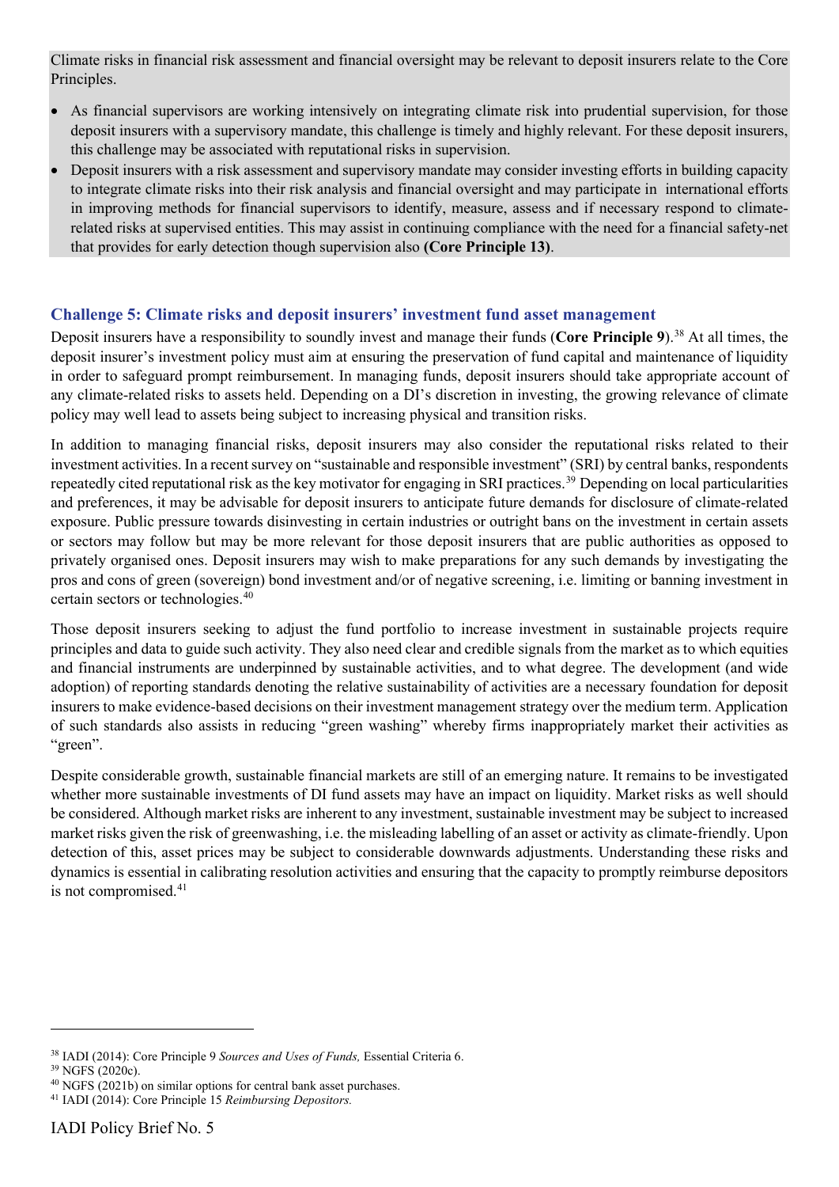Climate risks in financial risk assessment and financial oversight may be relevant to deposit insurers relate to the Core Principles.

- As financial supervisors are working intensively on integrating climate risk into prudential supervision, for those deposit insurers with a supervisory mandate, this challenge is timely and highly relevant. For these deposit insurers, this challenge may be associated with reputational risks in supervision.
- Deposit insurers with a risk assessment and supervisory mandate may consider investing efforts in building capacity to integrate climate risks into their risk analysis and financial oversight and may participate in international efforts in improving methods for financial supervisors to identify, measure, assess and if necessary respond to climate-related risks at supervised entities. This may assist in continuing compliance with the need for a financial safety-net that provides for early detection though supervision also **(Core Principle 13)**.

### Challenge 5: Climate risks and deposit insurers' investment fund asset management

Deposit insurers have a responsibility to soundly invest and manage their funds (**Core Principle 9**).[38] At all times, the deposit insurer's investment policy must aim at ensuring the preservation of fund capital and maintenance of liquidity in order to safeguard prompt reimbursement. In managing funds, deposit insurers should take appropriate account of any climate-related risks to assets held. Depending on a DI's discretion in investing, the growing relevance of climate policy may well lead to assets being subject to increasing physical and transition risks.

In addition to managing financial risks, deposit insurers may also consider the reputational risks related to their investment activities. In a recent survey on "sustainable and responsible investment" (SRI) by central banks, respondents repeatedly cited reputational risk as the key motivator for engaging in SRI practices.[39] Depending on local particularities and preferences, it may be advisable for deposit insurers to anticipate future demands for disclosure of climate-related exposure. Public pressure towards disinvesting in certain industries or outright bans on the investment in certain assets or sectors may follow but may be more relevant for those deposit insurers that are public authorities as opposed to privately organised ones. Deposit insurers may wish to make preparations for any such demands by investigating the pros and cons of green (sovereign) bond investment and/or of negative screening, i.e. limiting or banning investment in certain sectors or technologies.[40]

Those deposit insurers seeking to adjust the fund portfolio to increase investment in sustainable projects require principles and data to guide such activity. They also need clear and credible signals from the market as to which equities and financial instruments are underpinned by sustainable activities, and to what degree. The development (and wide adoption) of reporting standards denoting the relative sustainability of activities are a necessary foundation for deposit insurers to make evidence-based decisions on their investment management strategy over the medium term. Application of such standards also assists in reducing "green washing" whereby firms inappropriately market their activities as "green".

Despite considerable growth, sustainable financial markets are still of an emerging nature. It remains to be investigated whether more sustainable investments of DI fund assets may have an impact on liquidity. Market risks as well should be considered. Although market risks are inherent to any investment, sustainable investment may be subject to increased market risks given the risk of greenwashing, i.e. the misleading labelling of an asset or activity as climate-friendly. Upon detection of this, asset prices may be subject to considerable downwards adjustments. Understanding these risks and dynamics is essential in calibrating resolution activities and ensuring that the capacity to promptly reimburse depositors is not compromised.[41]

---

[38] IADI (2014): Core Principle 9 *Sources and Uses of Funds,* Essential Criteria 6.

[39] NGFS (2020c).

[40] NGFS (2021b) on similar options for central bank asset purchases.

[41] IADI (2014): Core Principle 15 *Reimbursing Depositors.*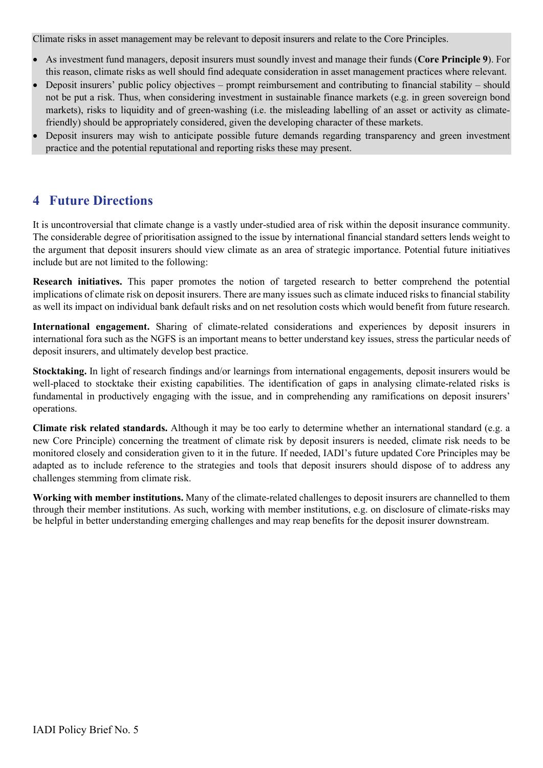Climate risks in asset management may be relevant to deposit insurers and relate to the Core Principles.

- As investment fund managers, deposit insurers must soundly invest and manage their funds (**Core Principle 9**). For this reason, climate risks as well should find adequate consideration in asset management practices where relevant.
- Deposit insurers' public policy objectives – prompt reimbursement and contributing to financial stability – should not be put a risk. Thus, when considering investment in sustainable finance markets (e.g. in green sovereign bond markets), risks to liquidity and of green-washing (i.e. the misleading labelling of an asset or activity as climate-friendly) should be appropriately considered, given the developing character of these markets.
- Deposit insurers may wish to anticipate possible future demands regarding transparency and green investment practice and the potential reputational and reporting risks these may present.

## 4 Future Directions

It is uncontroversial that climate change is a vastly under-studied area of risk within the deposit insurance community. The considerable degree of prioritisation assigned to the issue by international financial standard setters lends weight to the argument that deposit insurers should view climate as an area of strategic importance. Potential future initiatives include but are not limited to the following:

**Research initiatives.** This paper promotes the notion of targeted research to better comprehend the potential implications of climate risk on deposit insurers. There are many issues such as climate induced risks to financial stability as well its impact on individual bank default risks and on net resolution costs which would benefit from future research.

**International engagement.** Sharing of climate-related considerations and experiences by deposit insurers in international fora such as the NGFS is an important means to better understand key issues, stress the particular needs of deposit insurers, and ultimately develop best practice.

**Stocktaking.** In light of research findings and/or learnings from international engagements, deposit insurers would be well-placed to stocktake their existing capabilities. The identification of gaps in analysing climate-related risks is fundamental in productively engaging with the issue, and in comprehending any ramifications on deposit insurers' operations.

**Climate risk related standards.** Although it may be too early to determine whether an international standard (e.g. a new Core Principle) concerning the treatment of climate risk by deposit insurers is needed, climate risk needs to be monitored closely and consideration given to it in the future. If needed, IADI's future updated Core Principles may be adapted as to include reference to the strategies and tools that deposit insurers should dispose of to address any challenges stemming from climate risk.

**Working with member institutions.** Many of the climate-related challenges to deposit insurers are channelled to them through their member institutions. As such, working with member institutions, e.g. on disclosure of climate-risks may be helpful in better understanding emerging challenges and may reap benefits for the deposit insurer downstream.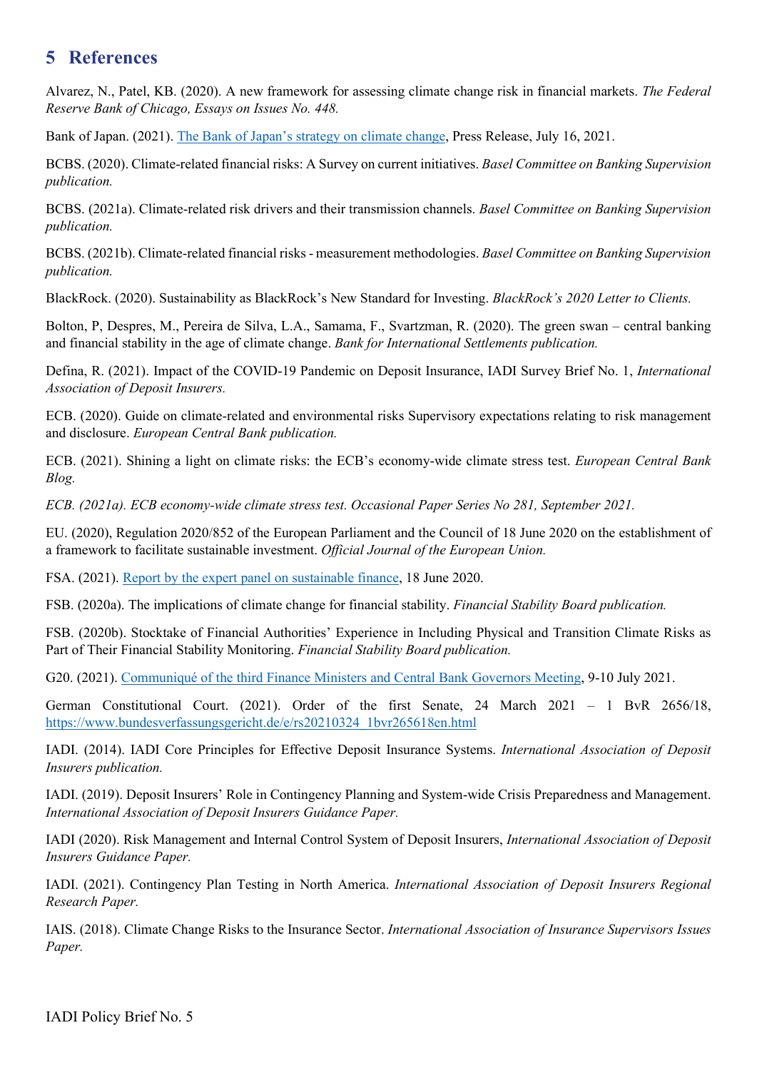## 5 References

Alvarez, N., Patel, KB. (2020). A new framework for assessing climate change risk in financial markets. *The Federal Reserve Bank of Chicago, Essays on Issues No. 448.*

Bank of Japan. (2021). The Bank of Japan's strategy on climate change, Press Release, July 16, 2021.

BCBS. (2020). Climate-related financial risks: A Survey on current initiatives. *Basel Committee on Banking Supervision publication.*

BCBS. (2021a). Climate-related risk drivers and their transmission channels. *Basel Committee on Banking Supervision publication.*

BCBS. (2021b). Climate-related financial risks - measurement methodologies. *Basel Committee on Banking Supervision publication.*

BlackRock. (2020). Sustainability as BlackRock's New Standard for Investing. *BlackRock's 2020 Letter to Clients.*

Bolton, P, Despres, M., Pereira de Silva, L.A., Samama, F., Svartzman, R. (2020). The green swan – central banking and financial stability in the age of climate change. *Bank for International Settlements publication.*

Defina, R. (2021). Impact of the COVID-19 Pandemic on Deposit Insurance, IADI Survey Brief No. 1, *International Association of Deposit Insurers.*

ECB. (2020). Guide on climate-related and environmental risks Supervisory expectations relating to risk management and disclosure. *European Central Bank publication.*

ECB. (2021). Shining a light on climate risks: the ECB's economy-wide climate stress test. *European Central Bank Blog.*

*ECB. (2021a). ECB economy-wide climate stress test. Occasional Paper Series No 281, September 2021.*

EU. (2020), Regulation 2020/852 of the European Parliament and the Council of 18 June 2020 on the establishment of a framework to facilitate sustainable investment. *Official Journal of the European Union.*

FSA. (2021). Report by the expert panel on sustainable finance, 18 June 2020.

FSB. (2020a). The implications of climate change for financial stability. *Financial Stability Board publication.*

FSB. (2020b). Stocktake of Financial Authorities' Experience in Including Physical and Transition Climate Risks as Part of Their Financial Stability Monitoring. *Financial Stability Board publication.*

G20. (2021). Communiqué of the third Finance Ministers and Central Bank Governors Meeting, 9-10 July 2021.

German Constitutional Court. (2021). Order of the first Senate, 24 March 2021 – 1 BvR 2656/18, https://www.bundesverfassungsgericht.de/e/rs20210324_1bvr265618en.html

IADI. (2014). IADI Core Principles for Effective Deposit Insurance Systems. *International Association of Deposit Insurers publication.*

IADI. (2019). Deposit Insurers' Role in Contingency Planning and System-wide Crisis Preparedness and Management. *International Association of Deposit Insurers Guidance Paper.*

IADI (2020). Risk Management and Internal Control System of Deposit Insurers, *International Association of Deposit Insurers Guidance Paper.*

IADI. (2021). Contingency Plan Testing in North America. *International Association of Deposit Insurers Regional Research Paper.*

IAIS. (2018). Climate Change Risks to the Insurance Sector. *International Association of Insurance Supervisors Issues Paper.*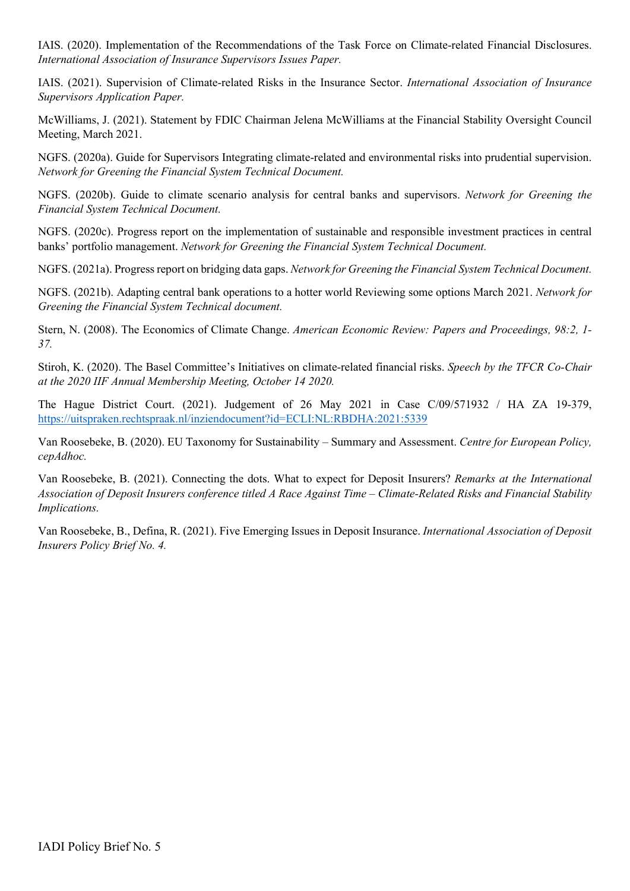IAIS. (2020). Implementation of the Recommendations of the Task Force on Climate-related Financial Disclosures. *International Association of Insurance Supervisors Issues Paper.*

IAIS. (2021). Supervision of Climate-related Risks in the Insurance Sector. *International Association of Insurance Supervisors Application Paper.*

McWilliams, J. (2021). Statement by FDIC Chairman Jelena McWilliams at the Financial Stability Oversight Council Meeting, March 2021.

NGFS. (2020a). Guide for Supervisors Integrating climate-related and environmental risks into prudential supervision. *Network for Greening the Financial System Technical Document.*

NGFS. (2020b). Guide to climate scenario analysis for central banks and supervisors. *Network for Greening the Financial System Technical Document.*

NGFS. (2020c). Progress report on the implementation of sustainable and responsible investment practices in central banks' portfolio management. *Network for Greening the Financial System Technical Document.*

NGFS. (2021a). Progress report on bridging data gaps. *Network for Greening the Financial System Technical Document.*

NGFS. (2021b). Adapting central bank operations to a hotter world Reviewing some options March 2021. *Network for Greening the Financial System Technical document.*

Stern, N. (2008). The Economics of Climate Change. *American Economic Review: Papers and Proceedings, 98:2, 1-37.*

Stiroh, K. (2020). The Basel Committee's Initiatives on climate-related financial risks. *Speech by the TFCR Co-Chair at the 2020 IIF Annual Membership Meeting, October 14 2020.*

The Hague District Court. (2021). Judgement of 26 May 2021 in Case C/09/571932 / HA ZA 19-379, https://uitspraken.rechtspraak.nl/inziendocument?id=ECLI:NL:RBDHA:2021:5339

Van Roosebeke, B. (2020). EU Taxonomy for Sustainability – Summary and Assessment. *Centre for European Policy, cepAdhoc.*

Van Roosebeke, B. (2021). Connecting the dots. What to expect for Deposit Insurers? *Remarks at the International Association of Deposit Insurers conference titled A Race Against Time – Climate-Related Risks and Financial Stability Implications.*

Van Roosebeke, B., Defina, R. (2021). Five Emerging Issues in Deposit Insurance. *International Association of Deposit Insurers Policy Brief No. 4.*